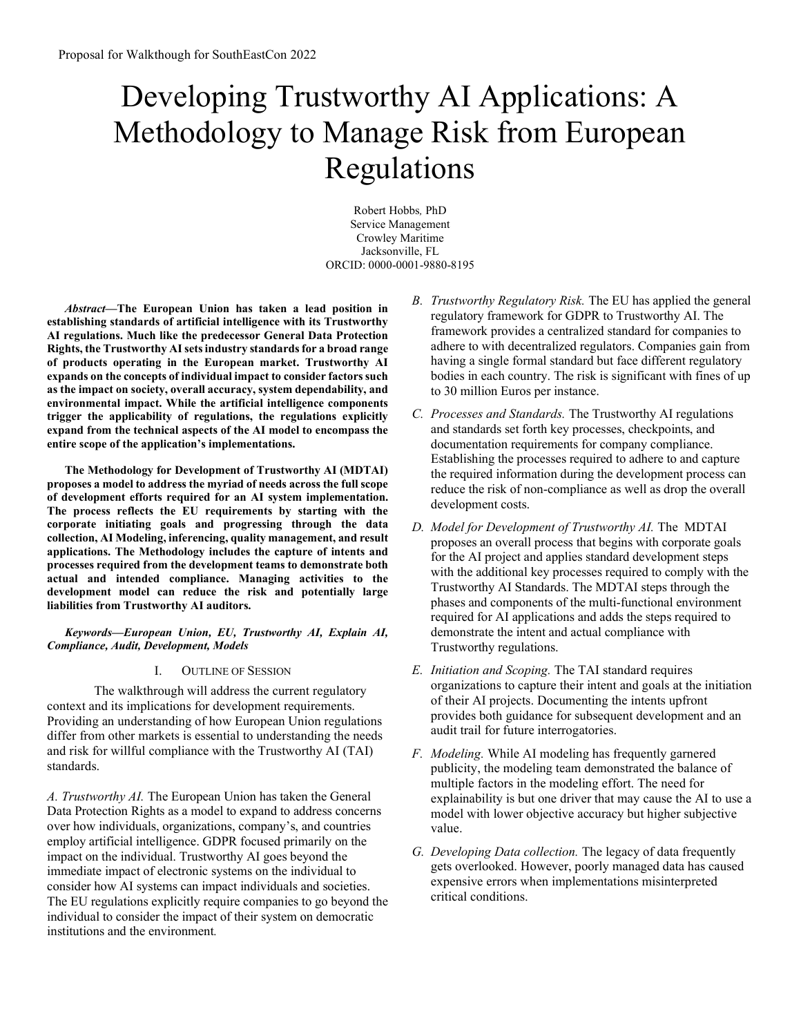Proposal for Walkthough for SouthEastCon 2022

# Developing Trustworthy AI Applications: A Methodology to Manage Risk from European Regulations

Robert Hobbs, PhD
Service Management
Crowley Maritime
Jacksonville, FL
ORCID: 0000-0001-9880-8195

***Abstract*—The European Union has taken a lead position in establishing standards of artificial intelligence with its Trustworthy AI regulations. Much like the predecessor General Data Protection Rights, the Trustworthy AI sets industry standards for a broad range of products operating in the European market. Trustworthy AI expands on the concepts of individual impact to consider factors such as the impact on society, overall accuracy, system dependability, and environmental impact. While the artificial intelligence components trigger the applicability of regulations, the regulations explicitly expand from the technical aspects of the AI model to encompass the entire scope of the application's implementations.**

**The Methodology for Development of Trustworthy AI (MDTAI) proposes a model to address the myriad of needs across the full scope of development efforts required for an AI system implementation. The process reflects the EU requirements by starting with the corporate initiating goals and progressing through the data collection, AI Modeling, inferencing, quality management, and result applications. The Methodology includes the capture of intents and processes required from the development teams to demonstrate both actual and intended compliance. Managing activities to the development model can reduce the risk and potentially large liabilities from Trustworthy AI auditors.**

***Keywords—European Union, EU, Trustworthy AI, Explain AI, Compliance, Audit, Development, Models***

## I. Outline of Session

The walkthrough will address the current regulatory context and its implications for development requirements. Providing an understanding of how European Union regulations differ from other markets is essential to understanding the needs and risk for willful compliance with the Trustworthy AI (TAI) standards.

*A. Trustworthy AI.* The European Union has taken the General Data Protection Rights as a model to expand to address concerns over how individuals, organizations, company's, and countries employ artificial intelligence. GDPR focused primarily on the impact on the individual. Trustworthy AI goes beyond the immediate impact of electronic systems on the individual to consider how AI systems can impact individuals and societies. The EU regulations explicitly require companies to go beyond the individual to consider the impact of their system on democratic institutions and the environment.

*B. Trustworthy Regulatory Risk.* The EU has applied the general regulatory framework for GDPR to Trustworthy AI. The framework provides a centralized standard for companies to adhere to with decentralized regulators. Companies gain from having a single formal standard but face different regulatory bodies in each country. The risk is significant with fines of up to 30 million Euros per instance.

*C. Processes and Standards.* The Trustworthy AI regulations and standards set forth key processes, checkpoints, and documentation requirements for company compliance. Establishing the processes required to adhere to and capture the required information during the development process can reduce the risk of non-compliance as well as drop the overall development costs.

*D. Model for Development of Trustworthy AI.* The MDTAI proposes an overall process that begins with corporate goals for the AI project and applies standard development steps with the additional key processes required to comply with the Trustworthy AI Standards. The MDTAI steps through the phases and components of the multi-functional environment required for AI applications and adds the steps required to demonstrate the intent and actual compliance with Trustworthy regulations.

*E. Initiation and Scoping.* The TAI standard requires organizations to capture their intent and goals at the initiation of their AI projects. Documenting the intents upfront provides both guidance for subsequent development and an audit trail for future interrogatories.

*F. Modeling.* While AI modeling has frequently garnered publicity, the modeling team demonstrated the balance of multiple factors in the modeling effort. The need for explainability is but one driver that may cause the AI to use a model with lower objective accuracy but higher subjective value.

*G. Developing Data collection.* The legacy of data frequently gets overlooked. However, poorly managed data has caused expensive errors when implementations misinterpreted critical conditions.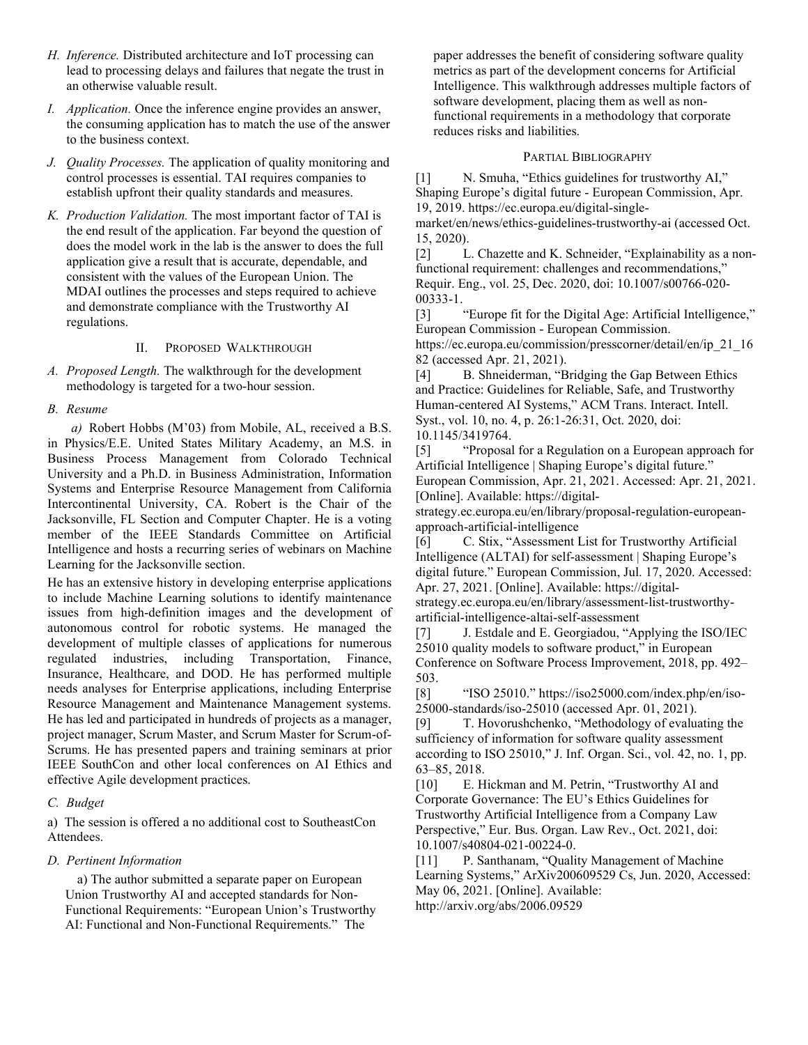H. *Inference.* Distributed architecture and IoT processing can lead to processing delays and failures that negate the trust in an otherwise valuable result.

I. *Application.* Once the inference engine provides an answer, the consuming application has to match the use of the answer to the business context.

J. *Quality Processes.* The application of quality monitoring and control processes is essential. TAI requires companies to establish upfront their quality standards and measures.

K. *Production Validation.* The most important factor of TAI is the end result of the application. Far beyond the question of does the model work in the lab is the answer to does the full application give a result that is accurate, dependable, and consistent with the values of the European Union. The MDAI outlines the processes and steps required to achieve and demonstrate compliance with the Trustworthy AI regulations.

## II. Proposed Walkthrough

A. *Proposed Length.* The walkthrough for the development methodology is targeted for a two-hour session.

B. *Resume*

*a)* Robert Hobbs (M'03) from Mobile, AL, received a B.S. in Physics/E.E. United States Military Academy, an M.S. in Business Process Management from Colorado Technical University and a Ph.D. in Business Administration, Information Systems and Enterprise Resource Management from California Intercontinental University, CA. Robert is the Chair of the Jacksonville, FL Section and Computer Chapter. He is a voting member of the IEEE Standards Committee on Artificial Intelligence and hosts a recurring series of webinars on Machine Learning for the Jacksonville section.

He has an extensive history in developing enterprise applications to include Machine Learning solutions to identify maintenance issues from high-definition images and the development of autonomous control for robotic systems. He managed the development of multiple classes of applications for numerous regulated industries, including Transportation, Finance, Insurance, Healthcare, and DOD. He has performed multiple needs analyses for Enterprise applications, including Enterprise Resource Management and Maintenance Management systems. He has led and participated in hundreds of projects as a manager, project manager, Scrum Master, and Scrum Master for Scrum-of-Scrums. He has presented papers and training seminars at prior IEEE SouthCon and other local conferences on AI Ethics and effective Agile development practices.

C. *Budget*

a) The session is offered a no additional cost to SoutheastCon Attendees.

D. *Pertinent Information*

a) The author submitted a separate paper on European Union Trustworthy AI and accepted standards for Non-Functional Requirements: "European Union's Trustworthy AI: Functional and Non-Functional Requirements." The paper addresses the benefit of considering software quality metrics as part of the development concerns for Artificial Intelligence. This walkthrough addresses multiple factors of software development, placing them as well as non-functional requirements in a methodology that corporate reduces risks and liabilities.

## Partial Bibliography

[1] N. Smuha, "Ethics guidelines for trustworthy AI," Shaping Europe's digital future - European Commission, Apr. 19, 2019. https://ec.europa.eu/digital-single-market/en/news/ethics-guidelines-trustworthy-ai (accessed Oct. 15, 2020).

[2] L. Chazette and K. Schneider, "Explainability as a non-functional requirement: challenges and recommendations," Requir. Eng., vol. 25, Dec. 2020, doi: 10.1007/s00766-020-00333-1.

[3] "Europe fit for the Digital Age: Artificial Intelligence," European Commission - European Commission. https://ec.europa.eu/commission/presscorner/detail/en/ip_21_1682 (accessed Apr. 21, 2021).

[4] B. Shneiderman, "Bridging the Gap Between Ethics and Practice: Guidelines for Reliable, Safe, and Trustworthy Human-centered AI Systems," ACM Trans. Interact. Intell. Syst., vol. 10, no. 4, p. 26:1-26:31, Oct. 2020, doi: 10.1145/3419764.

[5] "Proposal for a Regulation on a European approach for Artificial Intelligence | Shaping Europe's digital future." European Commission, Apr. 21, 2021. Accessed: Apr. 21, 2021. [Online]. Available: https://digital-strategy.ec.europa.eu/en/library/proposal-regulation-european-approach-artificial-intelligence

[6] C. Stix, "Assessment List for Trustworthy Artificial Intelligence (ALTAI) for self-assessment | Shaping Europe's digital future." European Commission, Jul. 17, 2020. Accessed: Apr. 27, 2021. [Online]. Available: https://digital-strategy.ec.europa.eu/en/library/assessment-list-trustworthy-artificial-intelligence-altai-self-assessment

[7] J. Estdale and E. Georgiadou, "Applying the ISO/IEC 25010 quality models to software product," in European Conference on Software Process Improvement, 2018, pp. 492–503.

[8] "ISO 25010." https://iso25000.com/index.php/en/iso-25000-standards/iso-25010 (accessed Apr. 01, 2021).

[9] T. Hovorushchenko, "Methodology of evaluating the sufficiency of information for software quality assessment according to ISO 25010," J. Inf. Organ. Sci., vol. 42, no. 1, pp. 63–85, 2018.

[10] E. Hickman and M. Petrin, "Trustworthy AI and Corporate Governance: The EU's Ethics Guidelines for Trustworthy Artificial Intelligence from a Company Law Perspective," Eur. Bus. Organ. Law Rev., Oct. 2021, doi: 10.1007/s40804-021-00224-0.

[11] P. Santhanam, "Quality Management of Machine Learning Systems," ArXiv200609529 Cs, Jun. 2020, Accessed: May 06, 2021. [Online]. Available: http://arxiv.org/abs/2006.09529